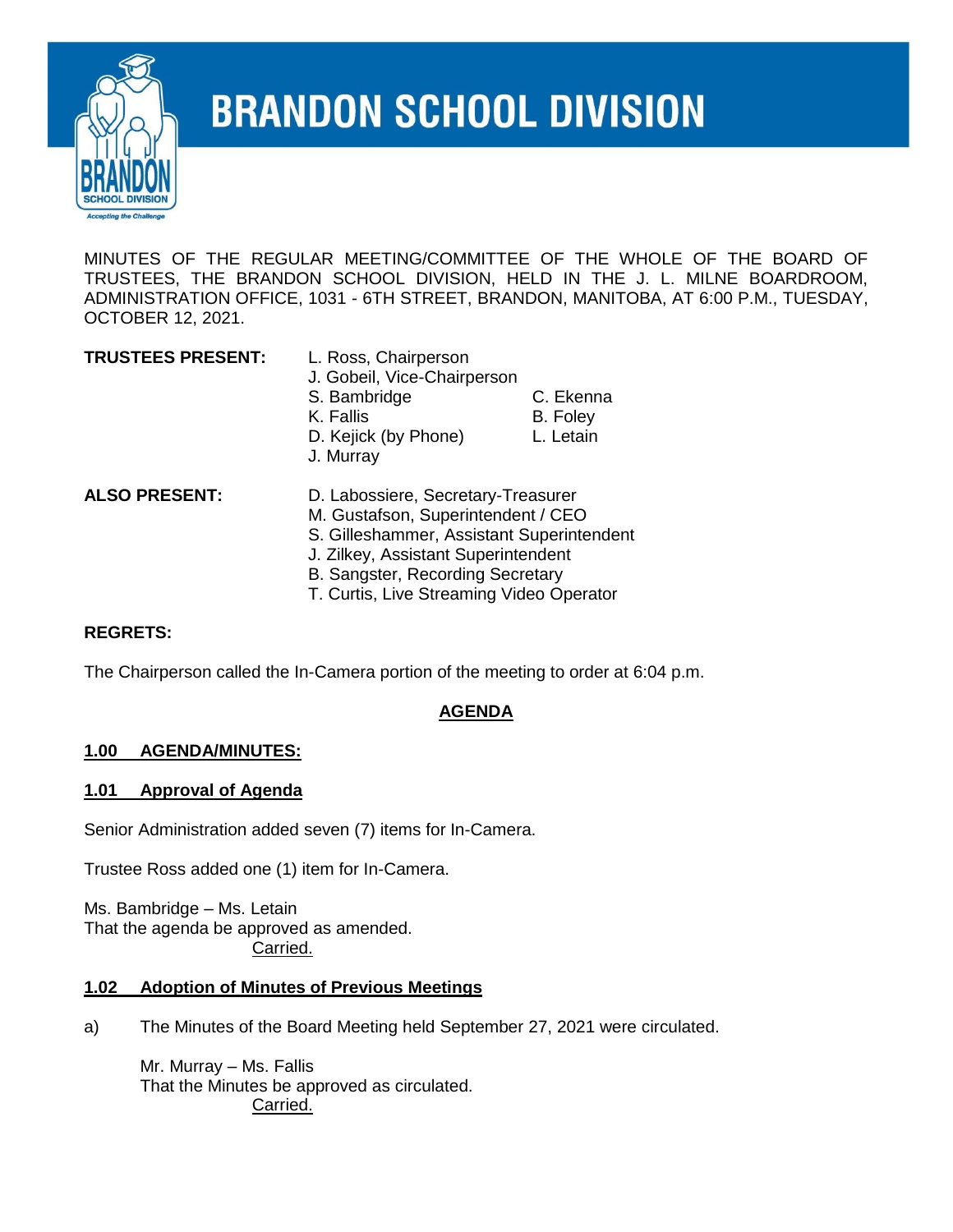# BRANDON SCHOOL DIVISION

MINUTES OF THE REGULAR MEETING/COMMITTEE OF THE WHOLE OF THE BOARD OF TRUSTEES, THE BRANDON SCHOOL DIVISION, HELD IN THE J. L. MILNE BOARDROOM, ADMINISTRATION OFFICE, 1031 - 6TH STREET, BRANDON, MANITOBA, AT 6:00 P.M., TUESDAY, OCTOBER 12, 2021.

**TRUSTEES PRESENT:**

L. Ross, Chairperson
J. Gobeil, Vice-Chairperson
S. Bambridge
C. Ekenna
K. Fallis
B. Foley
D. Kejick (by Phone)
L. Letain
J. Murray

**ALSO PRESENT:**

D. Labossiere, Secretary-Treasurer
M. Gustafson, Superintendent / CEO
S. Gilleshammer, Assistant Superintendent
J. Zilkey, Assistant Superintendent
B. Sangster, Recording Secretary
T. Curtis, Live Streaming Video Operator

**REGRETS:**

The Chairperson called the In-Camera portion of the meeting to order at 6:04 p.m.

## AGENDA

### 1.00 AGENDA/MINUTES:

### 1.01 Approval of Agenda

Senior Administration added seven (7) items for In-Camera.

Trustee Ross added one (1) item for In-Camera.

Ms. Bambridge – Ms. Letain
That the agenda be approved as amended.
Carried.

### 1.02 Adoption of Minutes of Previous Meetings

a) The Minutes of the Board Meeting held September 27, 2021 were circulated.

Mr. Murray – Ms. Fallis
That the Minutes be approved as circulated.
Carried.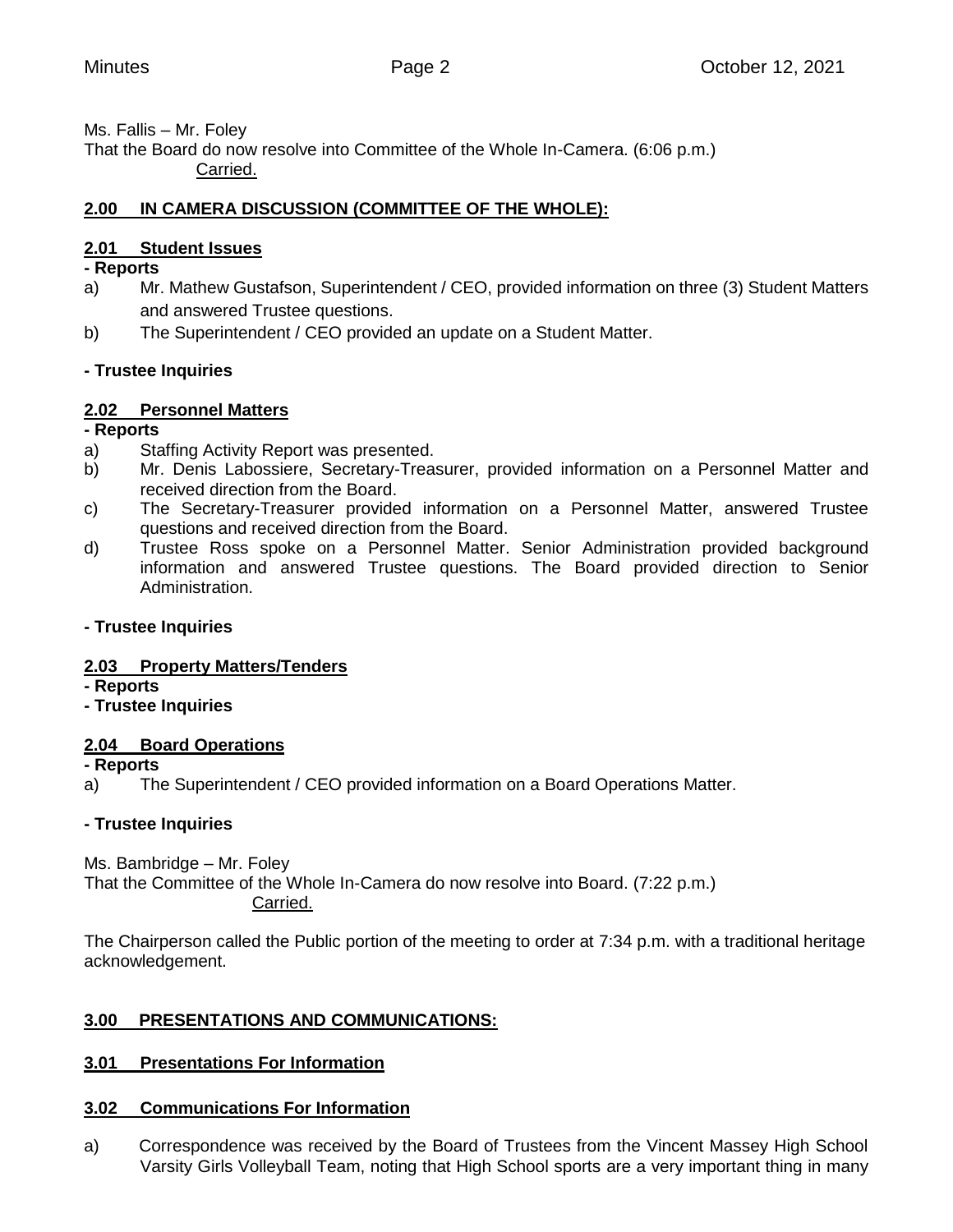Ms. Fallis – Mr. Foley
That the Board do now resolve into Committee of the Whole In-Camera. (6:06 p.m.)
Carried.

## 2.00 IN CAMERA DISCUSSION (COMMITTEE OF THE WHOLE):

### 2.01 Student Issues

**- Reports**

a) Mr. Mathew Gustafson, Superintendent / CEO, provided information on three (3) Student Matters and answered Trustee questions.

b) The Superintendent / CEO provided an update on a Student Matter.

**- Trustee Inquiries**

### 2.02 Personnel Matters

**- Reports**

a) Staffing Activity Report was presented.

b) Mr. Denis Labossiere, Secretary-Treasurer, provided information on a Personnel Matter and received direction from the Board.

c) The Secretary-Treasurer provided information on a Personnel Matter, answered Trustee questions and received direction from the Board.

d) Trustee Ross spoke on a Personnel Matter. Senior Administration provided background information and answered Trustee questions. The Board provided direction to Senior Administration.

**- Trustee Inquiries**

### 2.03 Property Matters/Tenders

**- Reports**

**- Trustee Inquiries**

### 2.04 Board Operations

**- Reports**

a) The Superintendent / CEO provided information on a Board Operations Matter.

**- Trustee Inquiries**

Ms. Bambridge – Mr. Foley
That the Committee of the Whole In-Camera do now resolve into Board. (7:22 p.m.)
Carried.

The Chairperson called the Public portion of the meeting to order at 7:34 p.m. with a traditional heritage acknowledgement.

## 3.00 PRESENTATIONS AND COMMUNICATIONS:

### 3.01 Presentations For Information

### 3.02 Communications For Information

a) Correspondence was received by the Board of Trustees from the Vincent Massey High School Varsity Girls Volleyball Team, noting that High School sports are a very important thing in many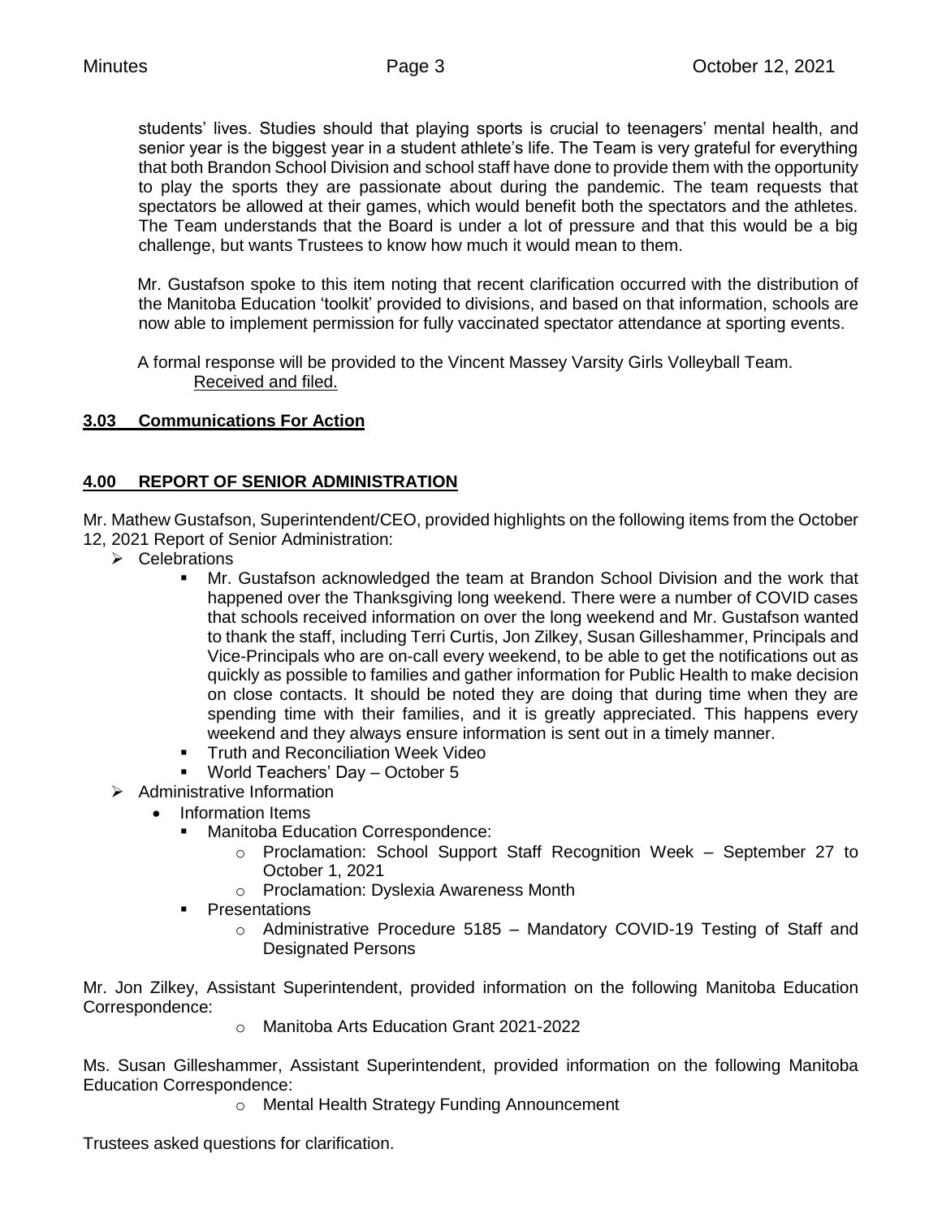students' lives. Studies should that playing sports is crucial to teenagers' mental health, and senior year is the biggest year in a student athlete's life. The Team is very grateful for everything that both Brandon School Division and school staff have done to provide them with the opportunity to play the sports they are passionate about during the pandemic. The team requests that spectators be allowed at their games, which would benefit both the spectators and the athletes. The Team understands that the Board is under a lot of pressure and that this would be a big challenge, but wants Trustees to know how much it would mean to them.

Mr. Gustafson spoke to this item noting that recent clarification occurred with the distribution of the Manitoba Education 'toolkit' provided to divisions, and based on that information, schools are now able to implement permission for fully vaccinated spectator attendance at sporting events.

A formal response will be provided to the Vincent Massey Varsity Girls Volleyball Team.
Received and filed.

**3.03 Communications For Action**

**4.00 REPORT OF SENIOR ADMINISTRATION**

Mr. Mathew Gustafson, Superintendent/CEO, provided highlights on the following items from the October 12, 2021 Report of Senior Administration:

- Celebrations
  - Mr. Gustafson acknowledged the team at Brandon School Division and the work that happened over the Thanksgiving long weekend. There were a number of COVID cases that schools received information on over the long weekend and Mr. Gustafson wanted to thank the staff, including Terri Curtis, Jon Zilkey, Susan Gilleshammer, Principals and Vice-Principals who are on-call every weekend, to be able to get the notifications out as quickly as possible to families and gather information for Public Health to make decision on close contacts. It should be noted they are doing that during time when they are spending time with their families, and it is greatly appreciated. This happens every weekend and they always ensure information is sent out in a timely manner.
  - Truth and Reconciliation Week Video
  - World Teachers' Day – October 5
- Administrative Information
  - Information Items
    - Manitoba Education Correspondence:
      - Proclamation: School Support Staff Recognition Week – September 27 to October 1, 2021
      - Proclamation: Dyslexia Awareness Month
    - Presentations
      - Administrative Procedure 5185 – Mandatory COVID-19 Testing of Staff and Designated Persons

Mr. Jon Zilkey, Assistant Superintendent, provided information on the following Manitoba Education Correspondence:

- Manitoba Arts Education Grant 2021-2022

Ms. Susan Gilleshammer, Assistant Superintendent, provided information on the following Manitoba Education Correspondence:

- Mental Health Strategy Funding Announcement

Trustees asked questions for clarification.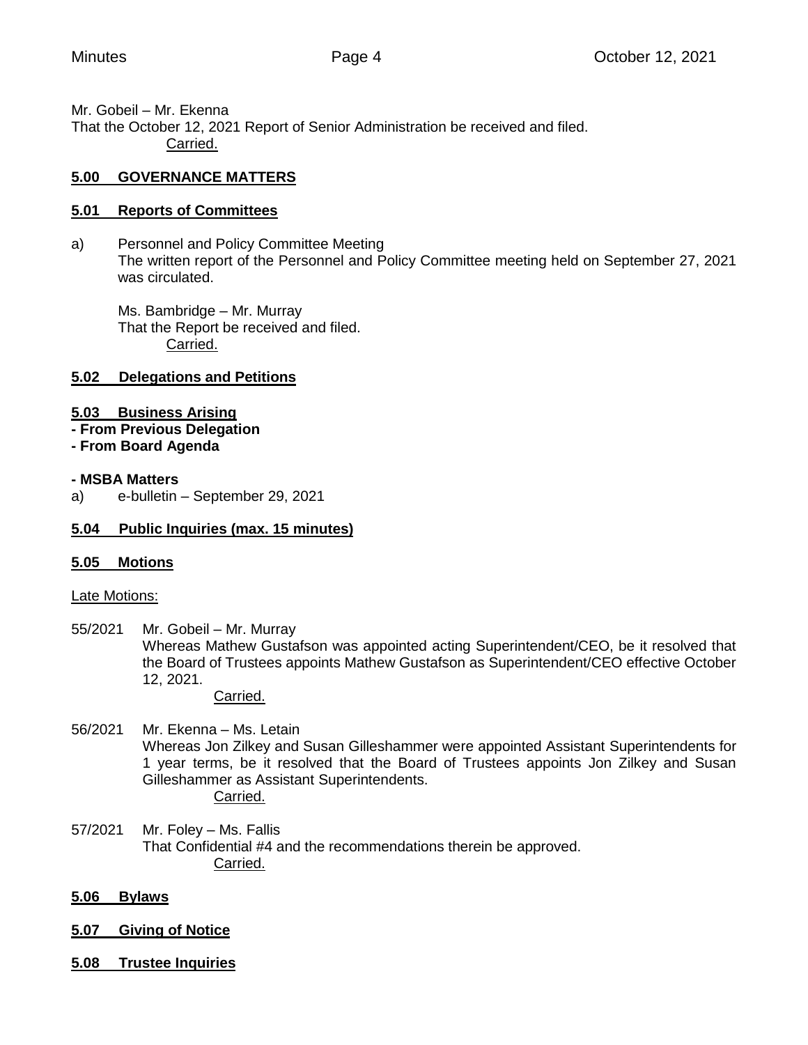Mr. Gobeil – Mr. Ekenna
That the October 12, 2021 Report of Senior Administration be received and filed.
Carried.

## 5.00 GOVERNANCE MATTERS

### 5.01 Reports of Committees

a) Personnel and Policy Committee Meeting
The written report of the Personnel and Policy Committee meeting held on September 27, 2021 was circulated.

Ms. Bambridge – Mr. Murray
That the Report be received and filed.
Carried.

### 5.02 Delegations and Petitions

### 5.03 Business Arising

**- From Previous Delegation**

**- From Board Agenda**

**- MSBA Matters**

a) e-bulletin – September 29, 2021

### 5.04 Public Inquiries (max. 15 minutes)

### 5.05 Motions

Late Motions:

55/2021 Mr. Gobeil – Mr. Murray
Whereas Mathew Gustafson was appointed acting Superintendent/CEO, be it resolved that the Board of Trustees appoints Mathew Gustafson as Superintendent/CEO effective October 12, 2021.
Carried.

56/2021 Mr. Ekenna – Ms. Letain
Whereas Jon Zilkey and Susan Gilleshammer were appointed Assistant Superintendents for 1 year terms, be it resolved that the Board of Trustees appoints Jon Zilkey and Susan Gilleshammer as Assistant Superintendents.
Carried.

57/2021 Mr. Foley – Ms. Fallis
That Confidential #4 and the recommendations therein be approved.
Carried.

### 5.06 Bylaws

### 5.07 Giving of Notice

### 5.08 Trustee Inquiries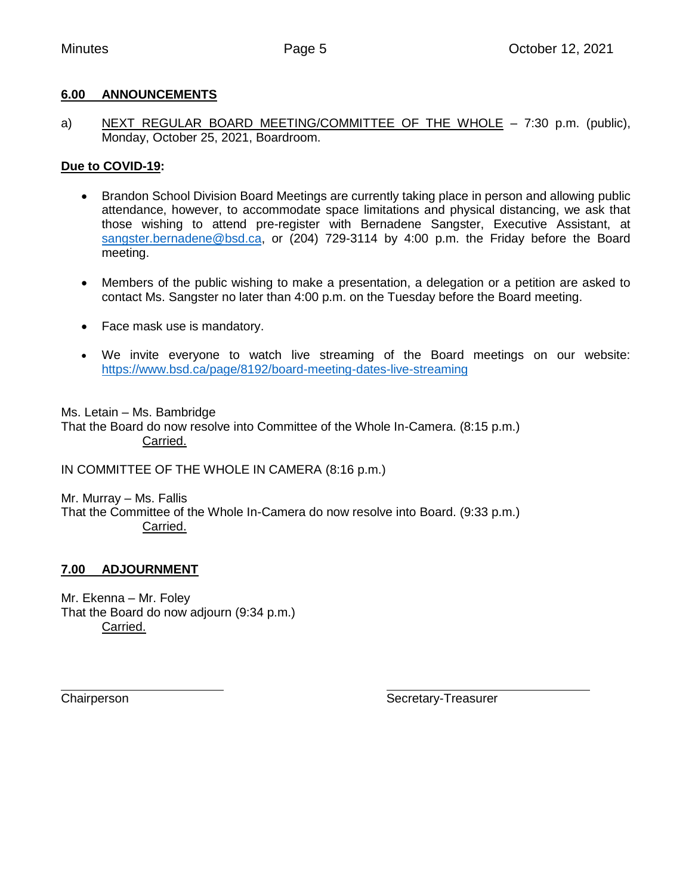## 6.00 ANNOUNCEMENTS

a) NEXT REGULAR BOARD MEETING/COMMITTEE OF THE WHOLE – 7:30 p.m. (public), Monday, October 25, 2021, Boardroom.

**Due to COVID-19:**

- Brandon School Division Board Meetings are currently taking place in person and allowing public attendance, however, to accommodate space limitations and physical distancing, we ask that those wishing to attend pre-register with Bernadene Sangster, Executive Assistant, at sangster.bernadene@bsd.ca, or (204) 729-3114 by 4:00 p.m. the Friday before the Board meeting.

- Members of the public wishing to make a presentation, a delegation or a petition are asked to contact Ms. Sangster no later than 4:00 p.m. on the Tuesday before the Board meeting.

- Face mask use is mandatory.

- We invite everyone to watch live streaming of the Board meetings on our website: https://www.bsd.ca/page/8192/board-meeting-dates-live-streaming

Ms. Letain – Ms. Bambridge
That the Board do now resolve into Committee of the Whole In-Camera. (8:15 p.m.)
Carried.

IN COMMITTEE OF THE WHOLE IN CAMERA (8:16 p.m.)

Mr. Murray – Ms. Fallis
That the Committee of the Whole In-Camera do now resolve into Board. (9:33 p.m.)
Carried.

## 7.00 ADJOURNMENT

Mr. Ekenna – Mr. Foley
That the Board do now adjourn (9:34 p.m.)
Carried.

Chairperson

Secretary-Treasurer